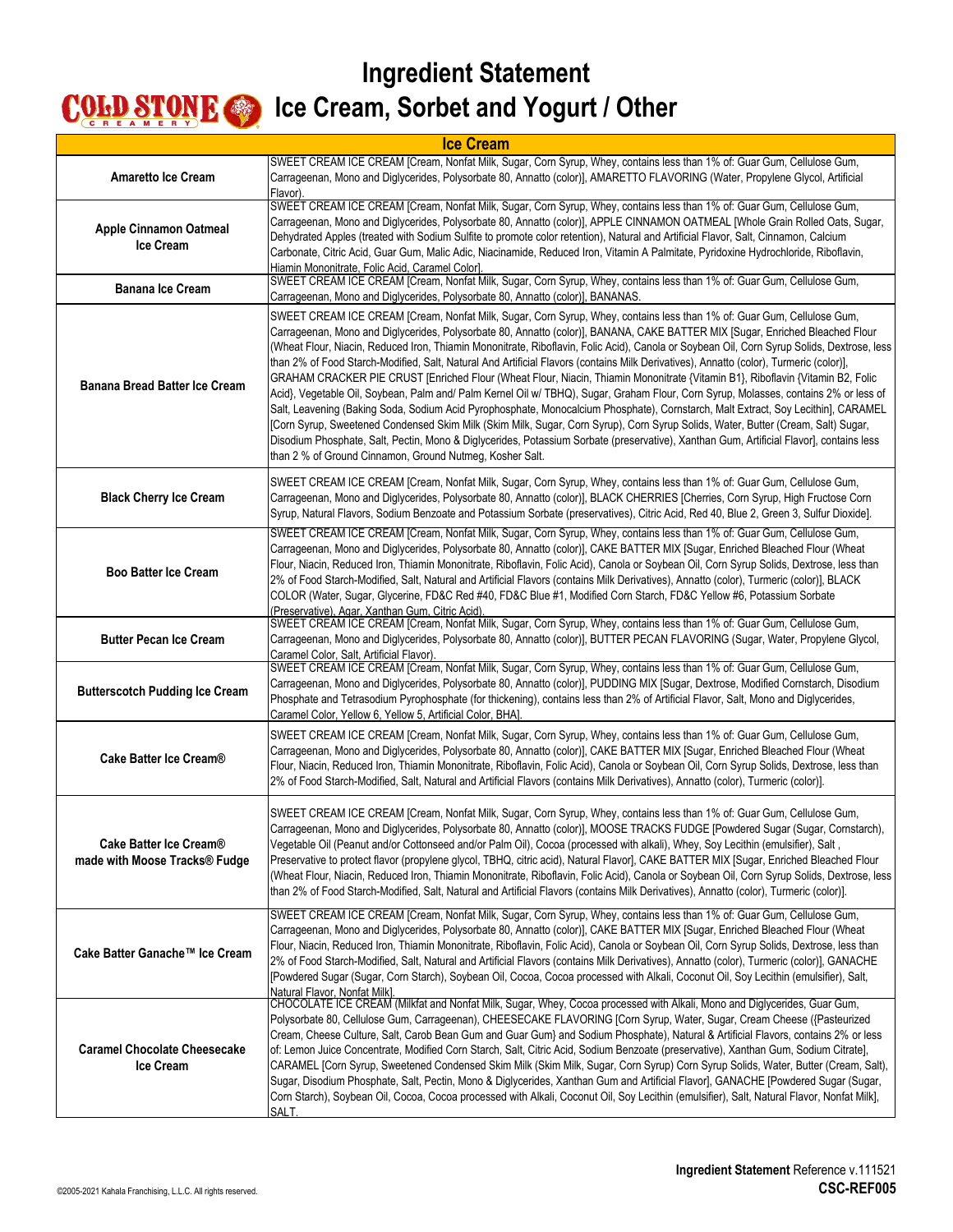# Ingredient Statement

## Ice Cream, Sorbet and Yogurt / Other

| Ice Cream | |
|---|---|
| **Amaretto Ice Cream** | SWEET CREAM ICE CREAM [Cream, Nonfat Milk, Sugar, Corn Syrup, Whey, contains less than 1% of: Guar Gum, Cellulose Gum, Carrageenan, Mono and Diglycerides, Polysorbate 80, Annatto (color)], AMARETTO FLAVORING (Water, Propylene Glycol, Artificial Flavor). |
| **Apple Cinnamon Oatmeal Ice Cream** | SWEET CREAM ICE CREAM [Cream, Nonfat Milk, Sugar, Corn Syrup, Whey, contains less than 1% of: Guar Gum, Cellulose Gum, Carrageenan, Mono and Diglycerides, Polysorbate 80, Annatto (color)], APPLE CINNAMON OATMEAL [Whole Grain Rolled Oats, Sugar, Dehydrated Apples (treated with Sodium Sulfite to promote color retention), Natural and Artificial Flavor, Salt, Cinnamon, Calcium Carbonate, Citric Acid, Guar Gum, Malic Adic, Niacinamide, Reduced Iron, Vitamin A Palmitate, Pyridoxine Hydrochloride, Riboflavin, Hiamin Mononitrate, Folic Acid, Caramel Color]. |
| **Banana Ice Cream** | SWEET CREAM ICE CREAM [Cream, Nonfat Milk, Sugar, Corn Syrup, Whey, contains less than 1% of: Guar Gum, Cellulose Gum, Carrageenan, Mono and Diglycerides, Polysorbate 80, Annatto (color)], BANANAS. |
| **Banana Bread Batter Ice Cream** | SWEET CREAM ICE CREAM [Cream, Nonfat Milk, Sugar, Corn Syrup, Whey, contains less than 1% of: Guar Gum, Cellulose Gum, Carrageenan, Mono and Diglycerides, Polysorbate 80, Annatto (color)], BANANA, CAKE BATTER MIX [Sugar, Enriched Bleached Flour (Wheat Flour, Niacin, Reduced Iron, Thiamin Mononitrate, Riboflavin, Folic Acid), Canola or Soybean Oil, Corn Syrup Solids, Dextrose, less than 2% of Food Starch-Modified, Salt, Natural And Artificial Flavors (contains Milk Derivatives), Annatto (color), Turmeric (color)], GRAHAM CRACKER PIE CRUST [Enriched Flour (Wheat Flour, Niacin, Thiamin Mononitrate {Vitamin B1}, Riboflavin {Vitamin B2, Folic Acid}, Vegetable Oil, Soybean, Palm and/ Palm Kernel Oil w/ TBHQ), Sugar, Graham Flour, Corn Syrup, Molasses, contains 2% or less of Salt, Leavening (Baking Soda, Sodium Acid Pyrophosphate, Monocalcium Phosphate), Cornstarch, Malt Extract, Soy Lecithin], CARAMEL [Corn Syrup, Sweetened Condensed Skim Milk (Skim Milk, Sugar, Corn Syrup), Corn Syrup Solids, Water, Butter (Cream, Salt) Sugar, Disodium Phosphate, Salt, Pectin, Mono & Diglycerides, Potassium Sorbate (preservative), Xanthan Gum, Artificial Flavor], contains less than 2 % of Ground Cinnamon, Ground Nutmeg, Kosher Salt. |
| **Black Cherry Ice Cream** | SWEET CREAM ICE CREAM [Cream, Nonfat Milk, Sugar, Corn Syrup, Whey, contains less than 1% of: Guar Gum, Cellulose Gum, Carrageenan, Mono and Diglycerides, Polysorbate 80, Annatto (color)], BLACK CHERRIES [Cherries, Corn Syrup, High Fructose Corn Syrup, Natural Flavors, Sodium Benzoate and Potassium Sorbate (preservatives), Citric Acid, Red 40, Blue 2, Green 3, Sulfur Dioxide]. |
| **Boo Batter Ice Cream** | SWEET CREAM ICE CREAM [Cream, Nonfat Milk, Sugar, Corn Syrup, Whey, contains less than 1% of: Guar Gum, Cellulose Gum, Carrageenan, Mono and Diglycerides, Polysorbate 80, Annatto (color)], CAKE BATTER MIX [Sugar, Enriched Bleached Flour (Wheat Flour, Niacin, Reduced Iron, Thiamin Mononitrate, Riboflavin, Folic Acid), Canola or Soybean Oil, Corn Syrup Solids, Dextrose, less than 2% of Food Starch-Modified, Salt, Natural and Artificial Flavors (contains Milk Derivatives), Annatto (color), Turmeric (color)], BLACK COLOR (Water, Sugar, Glycerine, FD&C Red #40, FD&C Blue #1, Modified Corn Starch, FD&C Yellow #6, Potassium Sorbate (Preservative), Agar, Xanthan Gum, Citric Acid). |
| **Butter Pecan Ice Cream** | SWEET CREAM ICE CREAM [Cream, Nonfat Milk, Sugar, Corn Syrup, Whey, contains less than 1% of: Guar Gum, Cellulose Gum, Carrageenan, Mono and Diglycerides, Polysorbate 80, Annatto (color)], BUTTER PECAN FLAVORING (Sugar, Water, Propylene Glycol, Caramel Color, Salt, Artificial Flavor). |
| **Butterscotch Pudding Ice Cream** | SWEET CREAM ICE CREAM [Cream, Nonfat Milk, Sugar, Corn Syrup, Whey, contains less than 1% of: Guar Gum, Cellulose Gum, Carrageenan, Mono and Diglycerides, Polysorbate 80, Annatto (color)], PUDDING MIX [Sugar, Dextrose, Modified Cornstarch, Disodium Phosphate and Tetrasodium Pyrophosphate (for thickening), contains less than 2% of Artificial Flavor, Salt, Mono and Diglycerides, Caramel Color, Yellow 6, Yellow 5, Artificial Color, BHA]. |
| **Cake Batter Ice Cream®** | SWEET CREAM ICE CREAM [Cream, Nonfat Milk, Sugar, Corn Syrup, Whey, contains less than 1% of: Guar Gum, Cellulose Gum, Carrageenan, Mono and Diglycerides, Polysorbate 80, Annatto (color)], CAKE BATTER MIX [Sugar, Enriched Bleached Flour (Wheat Flour, Niacin, Reduced Iron, Thiamin Mononitrate, Riboflavin, Folic Acid), Canola or Soybean Oil, Corn Syrup Solids, Dextrose, less than 2% of Food Starch-Modified, Salt, Natural and Artificial Flavors (contains Milk Derivatives), Annatto (color), Turmeric (color)]. |
| **Cake Batter Ice Cream® made with Moose Tracks® Fudge** | SWEET CREAM ICE CREAM [Cream, Nonfat Milk, Sugar, Corn Syrup, Whey, contains less than 1% of: Guar Gum, Cellulose Gum, Carrageenan, Mono and Diglycerides, Polysorbate 80, Annatto (color)], MOOSE TRACKS FUDGE [Powdered Sugar (Sugar, Cornstarch), Vegetable Oil (Peanut and/or Cottonseed and/or Palm Oil), Cocoa (processed with alkali), Whey, Soy Lecithin (emulsifier), Salt , Preservative to protect flavor (propylene glycol, TBHQ, citric acid), Natural Flavor], CAKE BATTER MIX [Sugar, Enriched Bleached Flour (Wheat Flour, Niacin, Reduced Iron, Thiamin Mononitrate, Riboflavin, Folic Acid), Canola or Soybean Oil, Corn Syrup Solids, Dextrose, less than 2% of Food Starch-Modified, Salt, Natural and Artificial Flavors (contains Milk Derivatives), Annatto (color), Turmeric (color)]. |
| **Cake Batter Ganache™ Ice Cream** | SWEET CREAM ICE CREAM [Cream, Nonfat Milk, Sugar, Corn Syrup, Whey, contains less than 1% of: Guar Gum, Cellulose Gum, Carrageenan, Mono and Diglycerides, Polysorbate 80, Annatto (color)], CAKE BATTER MIX [Sugar, Enriched Bleached Flour (Wheat Flour, Niacin, Reduced Iron, Thiamin Mononitrate, Riboflavin, Folic Acid), Canola or Soybean Oil, Corn Syrup Solids, Dextrose, less than 2% of Food Starch-Modified, Salt, Natural and Artificial Flavors (contains Milk Derivatives), Annatto (color), Turmeric (color)], GANACHE [Powdered Sugar (Sugar, Corn Starch), Soybean Oil, Cocoa, Cocoa processed with Alkali, Coconut Oil, Soy Lecithin (emulsifier), Salt, Natural Flavor, Nonfat Milk]. |
| **Caramel Chocolate Cheesecake Ice Cream** | CHOCOLATE ICE CREAM (Milkfat and Nonfat Milk, Sugar, Whey, Cocoa processed with Alkali, Mono and Diglycerides, Guar Gum, Polysorbate 80, Cellulose Gum, Carrageenan), CHEESECAKE FLAVORING [Corn Syrup, Water, Sugar, Cream Cheese ({Pasteurized Cream, Cheese Culture, Salt, Carob Bean Gum and Guar Gum} and Sodium Phosphate), Natural & Artificial Flavors, contains 2% or less of: Lemon Juice Concentrate, Modified Corn Starch, Salt, Citric Acid, Sodium Benzoate (preservative), Xanthan Gum, Sodium Citrate], CARAMEL [Corn Syrup, Sweetened Condensed Skim Milk (Skim Milk, Sugar, Corn Syrup) Corn Syrup Solids, Water, Butter (Cream, Salt), Sugar, Disodium Phosphate, Salt, Pectin, Mono & Diglycerides, Xanthan Gum and Artificial Flavor], GANACHE [Powdered Sugar (Sugar, Corn Starch), Soybean Oil, Cocoa, Cocoa processed with Alkali, Coconut Oil, Soy Lecithin (emulsifier), Salt, Natural Flavor, Nonfat Milk], SALT. |

©2005-2021 Kahala Franchising, L.L.C. All rights reserved.

**Ingredient Statement** Reference v.111521
**CSC-REF005**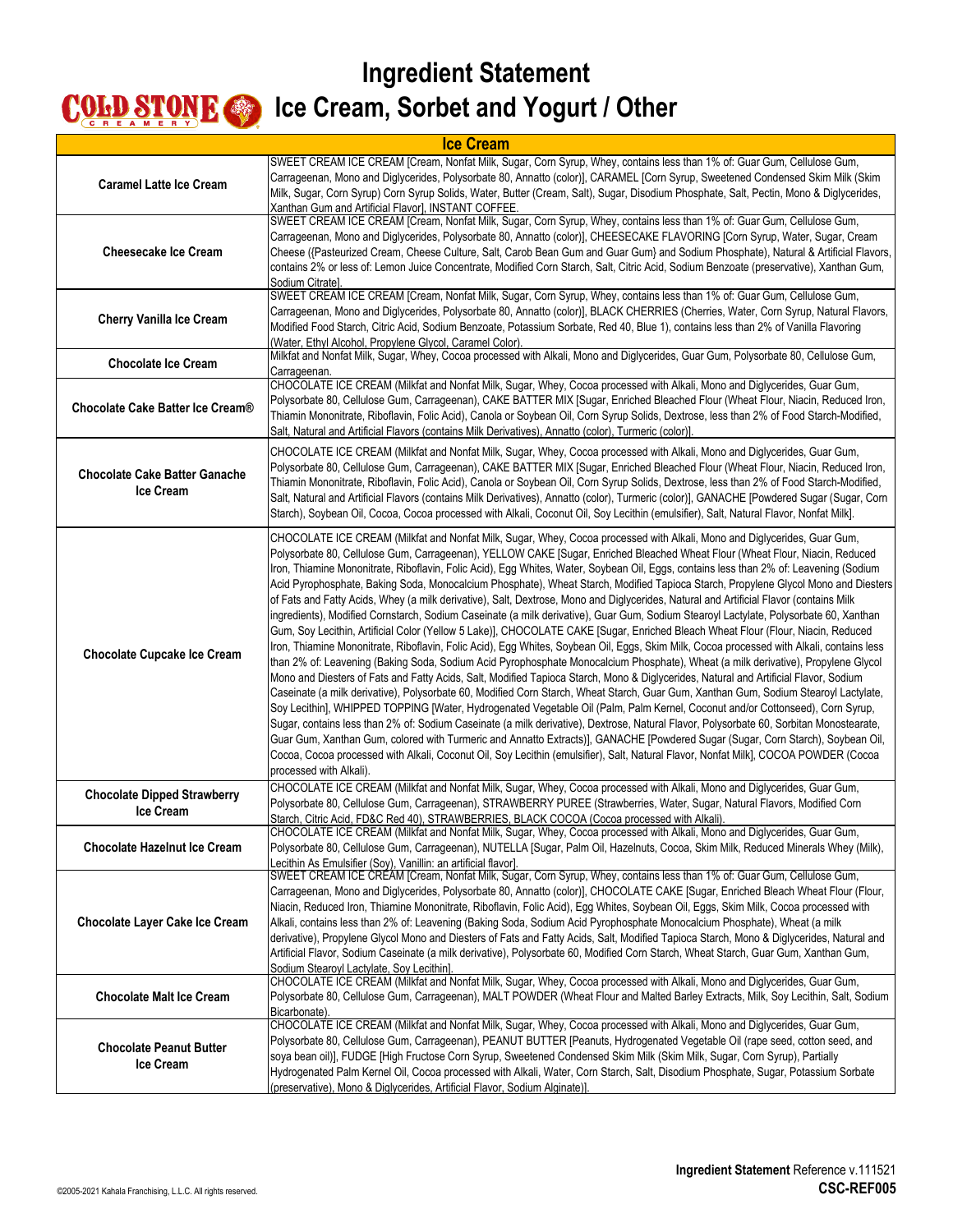# Ingredient Statement

## Ice Cream, Sorbet and Yogurt / Other

| Ice Cream | |
|---|---|
| **Caramel Latte Ice Cream** | SWEET CREAM ICE CREAM [Cream, Nonfat Milk, Sugar, Corn Syrup, Whey, contains less than 1% of: Guar Gum, Cellulose Gum, Carrageenan, Mono and Diglycerides, Polysorbate 80, Annatto (color)], CARAMEL [Corn Syrup, Sweetened Condensed Skim Milk (Skim Milk, Sugar, Corn Syrup) Corn Syrup Solids, Water, Butter (Cream, Salt), Sugar, Disodium Phosphate, Salt, Pectin, Mono & Diglycerides, Xanthan Gum and Artificial Flavor], INSTANT COFFEE. |
| **Cheesecake Ice Cream** | SWEET CREAM ICE CREAM [Cream, Nonfat Milk, Sugar, Corn Syrup, Whey, contains less than 1% of: Guar Gum, Cellulose Gum, Carrageenan, Mono and Diglycerides, Polysorbate 80, Annatto (color)], CHEESECAKE FLAVORING [Corn Syrup, Water, Sugar, Cream Cheese ({Pasteurized Cream, Cheese Culture, Salt, Carob Bean Gum and Guar Gum} and Sodium Phosphate), Natural & Artificial Flavors, contains 2% or less of: Lemon Juice Concentrate, Modified Corn Starch, Salt, Citric Acid, Sodium Benzoate (preservative), Xanthan Gum, Sodium Citrate]. |
| **Cherry Vanilla Ice Cream** | SWEET CREAM ICE CREAM [Cream, Nonfat Milk, Sugar, Corn Syrup, Whey, contains less than 1% of: Guar Gum, Cellulose Gum, Carrageenan, Mono and Diglycerides, Polysorbate 80, Annatto (color)], BLACK CHERRIES (Cherries, Water, Corn Syrup, Natural Flavors, Modified Food Starch, Citric Acid, Sodium Benzoate, Potassium Sorbate, Red 40, Blue 1), contains less than 2% of Vanilla Flavoring (Water, Ethyl Alcohol, Propylene Glycol, Caramel Color). |
| **Chocolate Ice Cream** | Milkfat and Nonfat Milk, Sugar, Whey, Cocoa processed with Alkali, Mono and Diglycerides, Guar Gum, Polysorbate 80, Cellulose Gum, Carrageenan. |
| **Chocolate Cake Batter Ice Cream®** | CHOCOLATE ICE CREAM (Milkfat and Nonfat Milk, Sugar, Whey, Cocoa processed with Alkali, Mono and Diglycerides, Guar Gum, Polysorbate 80, Cellulose Gum, Carrageenan), CAKE BATTER MIX [Sugar, Enriched Bleached Flour (Wheat Flour, Niacin, Reduced Iron, Thiamin Mononitrate, Riboflavin, Folic Acid), Canola or Soybean Oil, Corn Syrup Solids, Dextrose, less than 2% of Food Starch-Modified, Salt, Natural and Artificial Flavors (contains Milk Derivatives), Annatto (color), Turmeric (color)]. |
| **Chocolate Cake Batter Ganache Ice Cream** | CHOCOLATE ICE CREAM (Milkfat and Nonfat Milk, Sugar, Whey, Cocoa processed with Alkali, Mono and Diglycerides, Guar Gum, Polysorbate 80, Cellulose Gum, Carrageenan), CAKE BATTER MIX [Sugar, Enriched Bleached Flour (Wheat Flour, Niacin, Reduced Iron, Thiamin Mononitrate, Riboflavin, Folic Acid), Canola or Soybean Oil, Corn Syrup Solids, Dextrose, less than 2% of Food Starch-Modified, Salt, Natural and Artificial Flavors (contains Milk Derivatives), Annatto (color), Turmeric (color)], GANACHE [Powdered Sugar (Sugar, Corn Starch), Soybean Oil, Cocoa, Cocoa processed with Alkali, Coconut Oil, Soy Lecithin (emulsifier), Salt, Natural Flavor, Nonfat Milk]. |
| **Chocolate Cupcake Ice Cream** | CHOCOLATE ICE CREAM (Milkfat and Nonfat Milk, Sugar, Whey, Cocoa processed with Alkali, Mono and Diglycerides, Guar Gum, Polysorbate 80, Cellulose Gum, Carrageenan), YELLOW CAKE [Sugar, Enriched Bleached Wheat Flour (Wheat Flour, Niacin, Reduced Iron, Thiamine Mononitrate, Riboflavin, Folic Acid), Egg Whites, Water, Soybean Oil, Eggs, contains less than 2% of: Leavening (Sodium Acid Pyrophosphate, Baking Soda, Monocalcium Phosphate), Wheat Starch, Modified Tapioca Starch, Propylene Glycol Mono and Diesters of Fats and Fatty Acids, Whey (a milk derivative), Salt, Dextrose, Mono and Diglycerides, Natural and Artificial Flavor (contains Milk ingredients), Modified Cornstarch, Sodium Caseinate (a milk derivative), Guar Gum, Sodium Stearoyl Lactylate, Polysorbate 60, Xanthan Gum, Soy Lecithin, Artificial Color (Yellow 5 Lake)], CHOCOLATE CAKE [Sugar, Enriched Bleach Wheat Flour (Flour, Niacin, Reduced Iron, Thiamine Mononitrate, Riboflavin, Folic Acid), Egg Whites, Soybean Oil, Eggs, Skim Milk, Cocoa processed with Alkali, contains less than 2% of: Leavening (Baking Soda, Sodium Acid Pyrophosphate Monocalcium Phosphate), Wheat (a milk derivative), Propylene Glycol Mono and Diesters of Fats and Fatty Acids, Salt, Modified Tapioca Starch, Mono & Diglycerides, Natural and Artificial Flavor, Sodium Caseinate (a milk derivative), Polysorbate 60, Modified Corn Starch, Wheat Starch, Guar Gum, Xanthan Gum, Sodium Stearoyl Lactylate, Soy Lecithin], WHIPPED TOPPING [Water, Hydrogenated Vegetable Oil (Palm, Palm Kernel, Coconut and/or Cottonseed), Corn Syrup, Sugar, contains less than 2% of: Sodium Caseinate (a milk derivative), Dextrose, Natural Flavor, Polysorbate 60, Sorbitan Monostearate, Guar Gum, Xanthan Gum, colored with Turmeric and Annatto Extracts)], GANACHE [Powdered Sugar (Sugar, Corn Starch)], Soybean Oil, Cocoa, Cocoa processed with Alkali, Coconut Oil, Soy Lecithin (emulsifier), Salt, Natural Flavor, Nonfat Milk], COCOA POWDER (Cocoa processed with Alkali). |
| **Chocolate Dipped Strawberry Ice Cream** | CHOCOLATE ICE CREAM (Milkfat and Nonfat Milk, Sugar, Whey, Cocoa processed with Alkali, Mono and Diglycerides, Guar Gum, Polysorbate 80, Cellulose Gum, Carrageenan), STRAWBERRY PUREE (Strawberries, Water, Sugar, Natural Flavors, Modified Corn Starch, Citric Acid, FD&C Red 40), STRAWBERRIES, BLACK COCOA (Cocoa processed with Alkali). |
| **Chocolate Hazelnut Ice Cream** | CHOCOLATE ICE CREAM (Milkfat and Nonfat Milk, Sugar, Whey, Cocoa processed with Alkali, Mono and Diglycerides, Guar Gum, Polysorbate 80, Cellulose Gum, Carrageenan), NUTELLA [Sugar, Palm Oil, Hazelnuts, Cocoa, Skim Milk, Reduced Minerals Whey (Milk), Lecithin As Emulsifier (Soy), Vanillin: an artificial flavor]. |
| **Chocolate Layer Cake Ice Cream** | SWEET CREAM ICE CREAM [Cream, Nonfat Milk, Sugar, Corn Syrup, Whey, contains less than 1% of: Guar Gum, Cellulose Gum, Carrageenan, Mono and Diglycerides, Polysorbate 80, Annatto (color)], CHOCOLATE CAKE [Sugar, Enriched Bleach Wheat Flour (Flour, Niacin, Reduced Iron, Thiamine Mononitrate, Riboflavin, Folic Acid), Egg Whites, Soybean Oil, Eggs, Skim Milk, Cocoa processed with Alkali, contains less than 2% of: Leavening (Baking Soda, Sodium Acid Pyrophosphate Monocalcium Phosphate), Wheat (a milk derivative), Propylene Glycol Mono and Diesters of Fats and Fatty Acids, Salt, Modified Tapioca Starch, Mono & Diglycerides, Natural and Artificial Flavor, Sodium Caseinate (a milk derivative), Polysorbate 60, Modified Corn Starch, Wheat Starch, Guar Gum, Xanthan Gum, Sodium Stearoyl Lactylate, Soy Lecithin]. |
| **Chocolate Malt Ice Cream** | CHOCOLATE ICE CREAM (Milkfat and Nonfat Milk, Sugar, Whey, Cocoa processed with Alkali, Mono and Diglycerides, Guar Gum, Polysorbate 80, Cellulose Gum, Carrageenan), MALT POWDER (Wheat Flour and Malted Barley Extracts, Milk, Soy Lecithin, Salt, Sodium Bicarbonate). |
| **Chocolate Peanut Butter Ice Cream** | CHOCOLATE ICE CREAM (Milkfat and Nonfat Milk, Sugar, Whey, Cocoa processed with Alkali, Mono and Diglycerides, Guar Gum, Polysorbate 80, Cellulose Gum, Carrageenan), PEANUT BUTTER [Peanuts, Hydrogenated Vegetable Oil (rape seed, cotton seed, and soya bean oil)], FUDGE [High Fructose Corn Syrup, Sweetened Condensed Skim Milk (Skim Milk, Sugar, Corn Syrup), Partially Hydrogenated Palm Kernel Oil, Cocoa processed with Alkali, Water, Corn Starch, Salt, Disodium Phosphate, Sugar, Potassium Sorbate (preservative), Mono & Diglycerides, Artificial Flavor, Sodium Alginate)]. |

©2005-2021 Kahala Franchising, L.L.C. All rights reserved.

**Ingredient Statement** Reference v.111521
**CSC-REF005**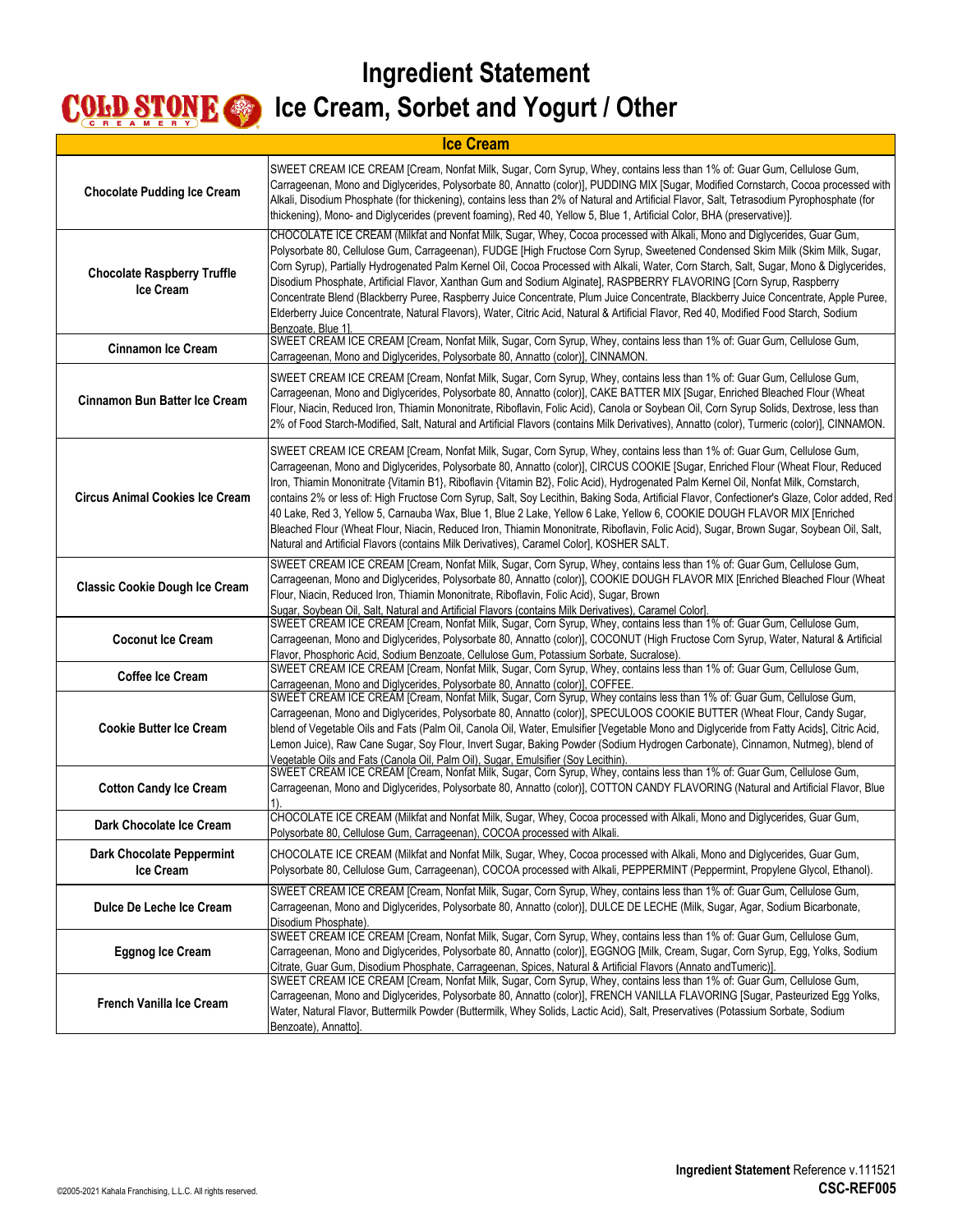# Ingredient Statement

## Ice Cream, Sorbet and Yogurt / Other

| Ice Cream | |
|---|---|
| **Chocolate Pudding Ice Cream** | SWEET CREAM ICE CREAM [Cream, Nonfat Milk, Sugar, Corn Syrup, Whey, contains less than 1% of: Guar Gum, Cellulose Gum, Carrageenan, Mono and Diglycerides, Polysorbate 80, Annatto (color)], PUDDING MIX [Sugar, Modified Cornstarch, Cocoa processed with Alkali, Disodium Phosphate (for thickening), contains less than 2% of Natural and Artificial Flavor, Salt, Tetrasodium Pyrophosphate (for thickening), Mono- and Diglycerides (prevent foaming), Red 40, Yellow 5, Blue 1, Artificial Color, BHA (preservative)]. |
| **Chocolate Raspberry Truffle Ice Cream** | CHOCOLATE ICE CREAM (Milkfat and Nonfat Milk, Sugar, Whey, Cocoa processed with Alkali, Mono and Diglycerides, Guar Gum, Polysorbate 80, Cellulose Gum, Carrageenan), FUDGE [High Fructose Corn Syrup, Sweetened Condensed Skim Milk (Skim Milk, Sugar, Corn Syrup), Partially Hydrogenated Palm Kernel Oil, Cocoa Processed with Alkali, Water, Corn Starch, Salt, Sugar, Mono & Diglycerides, Disodium Phosphate, Artificial Flavor, Xanthan Gum and Sodium Alginate], RASPBERRY FLAVORING [Corn Syrup, Raspberry Concentrate Blend (Blackberry Puree, Raspberry Juice Concentrate, Plum Juice Concentrate, Blackberry Juice Concentrate, Apple Puree, Elderberry Juice Concentrate, Natural Flavors), Water, Citric Acid, Natural & Artificial Flavor, Red 40, Modified Food Starch, Sodium Benzoate, Blue 1]. |
| **Cinnamon Ice Cream** | SWEET CREAM ICE CREAM [Cream, Nonfat Milk, Sugar, Corn Syrup, Whey, contains less than 1% of: Guar Gum, Cellulose Gum, Carrageenan, Mono and Diglycerides, Polysorbate 80, Annatto (color)], CINNAMON. |
| **Cinnamon Bun Batter Ice Cream** | SWEET CREAM ICE CREAM [Cream, Nonfat Milk, Sugar, Corn Syrup, Whey, contains less than 1% of: Guar Gum, Cellulose Gum, Carrageenan, Mono and Diglycerides, Polysorbate 80, Annatto (color)], CAKE BATTER MIX [Sugar, Enriched Bleached Flour (Wheat Flour, Niacin, Reduced Iron, Thiamin Mononitrate, Riboflavin, Folic Acid), Canola or Soybean Oil, Corn Syrup Solids, Dextrose, less than 2% of Food Starch-Modified, Salt, Natural and Artificial Flavors (contains Milk Derivatives), Annatto (color), Turmeric (color)], CINNAMON. |
| **Circus Animal Cookies Ice Cream** | SWEET CREAM ICE CREAM [Cream, Nonfat Milk, Sugar, Corn Syrup, Whey, contains less than 1% of: Guar Gum, Cellulose Gum, Carrageenan, Mono and Diglycerides, Polysorbate 80, Annatto (color)], CIRCUS COOKIE [Sugar, Enriched Flour (Wheat Flour, Reduced Iron, Thiamin Mononitrate {Vitamin B1}, Riboflavin {Vitamin B2}, Folic Acid), Hydrogenated Palm Kernel Oil, Nonfat Milk, Cornstarch, contains 2% or less of: High Fructose Corn Syrup, Salt, Soy Lecithin, Baking Soda, Artificial Flavor, Confectioner's Glaze, Color added, Red 40 Lake, Red 3, Yellow 5, Carnauba Wax, Blue 1, Blue 2 Lake, Yellow 6 Lake, Yellow 6, COOKIE DOUGH FLAVOR MIX [Enriched Bleached Flour (Wheat Flour, Niacin, Reduced Iron, Thiamin Mononitrate, Riboflavin, Folic Acid), Sugar, Brown Sugar, Soybean Oil, Salt, Natural and Artificial Flavors (contains Milk Derivatives), Caramel Color], KOSHER SALT. |
| **Classic Cookie Dough Ice Cream** | SWEET CREAM ICE CREAM [Cream, Nonfat Milk, Sugar, Corn Syrup, Whey, contains less than 1% of: Guar Gum, Cellulose Gum, Carrageenan, Mono and Diglycerides, Polysorbate 80, Annatto (color)], COOKIE DOUGH FLAVOR MIX [Enriched Bleached Flour (Wheat Flour, Niacin, Reduced Iron, Thiamin Mononitrate, Riboflavin, Folic Acid), Sugar, Brown Sugar, Soybean Oil, Salt, Natural and Artificial Flavors (contains Milk Derivatives), Caramel Color]. |
| **Coconut Ice Cream** | SWEET CREAM ICE CREAM [Cream, Nonfat Milk, Sugar, Corn Syrup, Whey, contains less than 1% of: Guar Gum, Cellulose Gum, Carrageenan, Mono and Diglycerides, Polysorbate 80, Annatto (color)], COCONUT (High Fructose Corn Syrup, Water, Natural & Artificial Flavor, Phosphoric Acid, Sodium Benzoate, Cellulose Gum, Potassium Sorbate, Sucralose). |
| **Coffee Ice Cream** | SWEET CREAM ICE CREAM [Cream, Nonfat Milk, Sugar, Corn Syrup, Whey, contains less than 1% of: Guar Gum, Cellulose Gum, Carrageenan, Mono and Diglycerides, Polysorbate 80, Annatto (color)], COFFEE. |
| **Cookie Butter Ice Cream** | SWEET CREAM ICE CREAM [Cream, Nonfat Milk, Sugar, Corn Syrup, Whey contains less than 1% of: Guar Gum, Cellulose Gum, Carrageenan, Mono and Diglycerides, Polysorbate 80, Annatto (color)], SPECULOOS COOKIE BUTTER (Wheat Flour, Candy Sugar, blend of Vegetable Oils and Fats (Palm Oil, Canola Oil, Water, Emulsifier [Vegetable Mono and Diglyceride from Fatty Acids], Citric Acid, Lemon Juice), Raw Cane Sugar, Soy Flour, Invert Sugar, Baking Powder (Sodium Hydrogen Carbonate), Cinnamon, Nutmeg), blend of Vegetable Oils and Fats (Canola Oil, Palm Oil), Sugar, Emulsifier (Soy Lecithin). |
| **Cotton Candy Ice Cream** | SWEET CREAM ICE CREAM [Cream, Nonfat Milk, Sugar, Corn Syrup, Whey, contains less than 1% of: Guar Gum, Cellulose Gum, Carrageenan, Mono and Diglycerides, Polysorbate 80, Annatto (color)], COTTON CANDY FLAVORING (Natural and Artificial Flavor, Blue 1). |
| **Dark Chocolate Ice Cream** | CHOCOLATE ICE CREAM (Milkfat and Nonfat Milk, Sugar, Whey, Cocoa processed with Alkali, Mono and Diglycerides, Guar Gum, Polysorbate 80, Cellulose Gum, Carrageenan), COCOA processed with Alkali. |
| **Dark Chocolate Peppermint Ice Cream** | CHOCOLATE ICE CREAM (Milkfat and Nonfat Milk, Sugar, Whey, Cocoa processed with Alkali, Mono and Diglycerides, Guar Gum, Polysorbate 80, Cellulose Gum, Carrageenan), COCOA processed with Alkali, PEPPERMINT (Peppermint, Propylene Glycol, Ethanol). |
| **Dulce De Leche Ice Cream** | SWEET CREAM ICE CREAM [Cream, Nonfat Milk, Sugar, Corn Syrup, Whey, contains less than 1% of: Guar Gum, Cellulose Gum, Carrageenan, Mono and Diglycerides, Polysorbate 80, Annatto (color)], DULCE DE LECHE (Milk, Sugar, Agar, Sodium Bicarbonate, Disodium Phosphate). |
| **Eggnog Ice Cream** | SWEET CREAM ICE CREAM [Cream, Nonfat Milk, Sugar, Corn Syrup, Whey, contains less than 1% of: Guar Gum, Cellulose Gum, Carrageenan, Mono and Diglycerides, Polysorbate 80, Annatto (color)], EGGNOG [Milk, Cream, Sugar, Corn Syrup, Egg, Yolks, Sodium Citrate, Guar Gum, Disodium Phosphate, Carrageenan, Spices, Natural & Artificial Flavors (Annato andTumeric)]. |
| **French Vanilla Ice Cream** | SWEET CREAM ICE CREAM [Cream, Nonfat Milk, Sugar, Corn Syrup, Whey, contains less than 1% of: Guar Gum, Cellulose Gum, Carrageenan, Mono and Diglycerides, Polysorbate 80, Annatto (color)], FRENCH VANILLA FLAVORING [Sugar, Pasteurized Egg Yolks, Water, Natural Flavor, Buttermilk Powder (Buttermilk, Whey Solids, Lactic Acid), Salt, Preservatives (Potassium Sorbate, Sodium Benzoate), Annatto]. |

©2005-2021 Kahala Franchising, L.L.C. All rights reserved.

**Ingredient Statement** Reference v.111521
**CSC-REF005**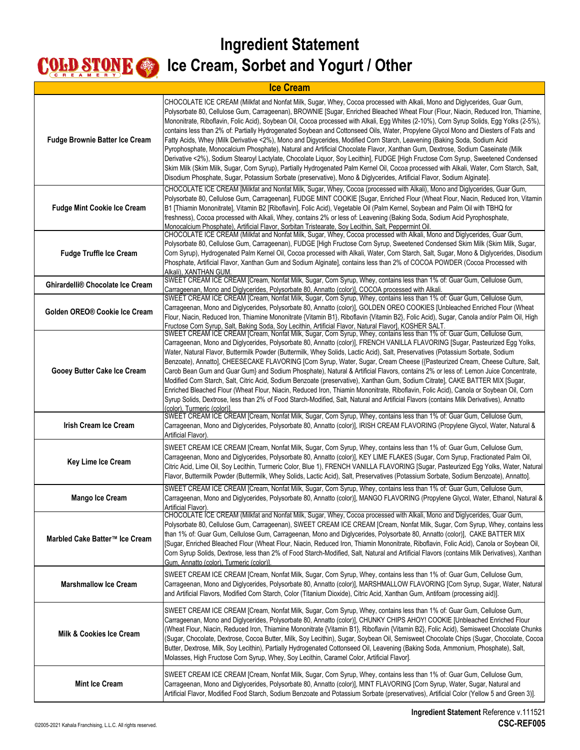# Ingredient Statement
## Ice Cream, Sorbet and Yogurt / Other

| Ice Cream | |
|---|---|
| **Fudge Brownie Batter Ice Cream** | CHOCOLATE ICE CREAM (Milkfat and Nonfat Milk, Sugar, Whey, Cocoa processed with Alkali, Mono and Diglycerides, Guar Gum, Polysorbate 80, Cellulose Gum, Carrageenan), BROWNIE [Sugar, Enriched Bleached Wheat Flour (Flour, Niacin, Reduced Iron, Thiamine, Mononitrate, Riboflavin, Folic Acid), Soybean Oil, Cocoa processed with Alkali, Egg Whites (2-10%), Corn Syrup Solids, Egg Yolks (2-5%), contains less than 2% of: Partially Hydrogenated Soybean and Cottonseed Oils, Water, Propylene Glycol Mono and Diesters of Fats and Fatty Acids, Whey (Milk Derivative <2%), Mono and Digycerides, Modified Corn Starch, Leavening (Baking Soda, Sodium Acid Pyrophosphate, Monocalcium Phosphate), Natural and Artificial Chocolate Flavor, Xanthan Gum, Dextrose, Sodium Caseinate (Milk Derivative <2%), Sodium Stearoyl Lactylate, Chocolate Liquor, Soy Lecithin], FUDGE [High Fructose Corn Syrup, Sweetened Condensed Skim Milk (Skim Milk, Sugar, Corn Syrup), Partially Hydrogenated Palm Kernel Oil, Cocoa processed with Alkali, Water, Corn Starch, Salt, Disodium Phosphate, Sugar, Potassium Sorbate (preservative), Mono & Diglycerides, Artificial Flavor, Sodium Alginate]. |
| **Fudge Mint Cookie Ice Cream** | CHOCOLATE ICE CREAM [Milkfat and Nonfat Milk, Sugar, Whey, Cocoa (processed with Alkali), Mono and Diglycerides, Guar Gum, Polysorbate 80, Cellulose Gum, Carrageenan], FUDGE MINT COOKIE [Sugar, Enriched Flour (Wheat Flour, Niacin, Reduced Iron, Vitamin B1 [Thiamin Mononitrate], Vitamin B2 [Riboflavin], Folic Acid), Vegetable Oil (Palm Kernel, Soybean and Palm Oil with TBHQ for freshness), Cocoa processed with Alkali, Whey, contains 2% or less of: Leavening (Baking Soda, Sodium Acid Pyrophosphate, Monocalcium Phosphate), Artificial Flavor, Sorbitan Tristearate, Soy Lecithin, Salt, Peppermint Oil. |
| **Fudge Truffle Ice Cream** | CHOCOLATE ICE CREAM (Milkfat and Nonfat Milk, Sugar, Whey, Cocoa processed with Alkali, Mono and Diglycerides, Guar Gum, Polysorbate 80, Cellulose Gum, Carrageenan), FUDGE [High Fructose Corn Syrup, Sweetened Condensed Skim Milk (Skim Milk, Sugar, Corn Syrup), Hydrogenated Palm Kernel Oil, Cocoa processed with Alkali, Water, Corn Starch, Salt, Sugar, Mono & Diglycerides, Disodium Phosphate, Artificial Flavor, Xanthan Gum and Sodium Alginate], contains less than 2% of COCOA POWDER (Cocoa Processed with Alkali), XANTHAN GUM. |
| **Ghirardelli® Chocolate Ice Cream** | SWEET CREAM ICE CREAM [Cream, Nonfat Milk, Sugar, Corn Syrup, Whey, contains less than 1% of: Guar Gum, Cellulose Gum, Carrageenan, Mono and Diglycerides, Polysorbate 80, Annatto (color)], COCOA processed with Alkali. |
| **Golden OREO® Cookie Ice Cream** | SWEET CREAM ICE CREAM [Cream, Nonfat Milk, Sugar, Corn Syrup, Whey, contains less than 1% of: Guar Gum, Cellulose Gum, Carrageenan, Mono and Diglycerides, Polysorbate 80, Annatto (color)], GOLDEN OREO COOKIES [Unbleached Enriched Flour (Wheat Flour, Niacin, Reduced Iron, Thiamine Mononitrate {Vitamin B1}, Riboflavin {Vitamin B2}, Folic Acid), Sugar, Canola and/or Palm Oil, High Fructose Corn Syrup, Salt, Baking Soda, Soy Lecithin, Artificial Flavor, Natural Flavor], KOSHER SALT. |
| **Gooey Butter Cake Ice Cream** | SWEET CREAM ICE CREAM [Cream, Nonfat Milk, Sugar, Corn Syrup, Whey, contains less than 1% of: Guar Gum, Cellulose Gum, Carrageenan, Mono and Diglycerides, Polysorbate 80, Annatto (color)], FRENCH VANILLA FLAVORING [Sugar, Pasteurized Egg Yolks, Water, Natural Flavor, Buttermilk Powder (Buttermilk, Whey Solids, Lactic Acid), Salt, Preservatives (Potassium Sorbate, Sodium Benzoate), Annatto], CHEESECAKE FLAVORING [Corn Syrup, Water, Sugar, Cream Cheese ({Pasteurized Cream, Cheese Culture, Salt, Carob Bean Gum and Guar Gum} and Sodium Phosphate), Natural & Artificial Flavors, contains 2% or less of: Lemon Juice Concentrate, Modified Corn Starch, Salt, Citric Acid, Sodium Benzoate (preservative), Xanthan Gum, Sodium Citrate], CAKE BATTER MIX [Sugar, Enriched Bleached Flour (Wheat Flour, Niacin, Reduced Iron, Thiamin Mononitrate, Riboflavin, Folic Acid), Canola or Soybean Oil, Corn Syrup Solids, Dextrose, less than 2% of Food Starch-Modified, Salt, Natural and Artificial Flavors (contains Milk Derivatives), Annatto (color), Turmeric (color)]. |
| **Irish Cream Ice Cream** | SWEET CREAM ICE CREAM [Cream, Nonfat Milk, Sugar, Corn Syrup, Whey, contains less than 1% of: Guar Gum, Cellulose Gum, Carrageenan, Mono and Diglycerides, Polysorbate 80, Annatto (color)], IRISH CREAM FLAVORING (Propylene Glycol, Water, Natural & Artificial Flavor). |
| **Key Lime Ice Cream** | SWEET CREAM ICE CREAM [Cream, Nonfat Milk, Sugar, Corn Syrup, Whey, contains less than 1% of: Guar Gum, Cellulose Gum, Carrageenan, Mono and Diglycerides, Polysorbate 80, Annatto (color)], KEY LIME FLAKES (Sugar, Corn Syrup, Fractionated Palm Oil, Citric Acid, Lime Oil, Soy Lecithin, Turmeric Color, Blue 1), FRENCH VANILLA FLAVORING [Sugar, Pasteurized Egg Yolks, Water, Natural Flavor, Buttermilk Powder (Buttermilk, Whey Solids, Lactic Acid), Salt, Preservatives (Potassium Sorbate, Sodium Benzoate), Annatto]. |
| **Mango Ice Cream** | SWEET CREAM ICE CREAM [Cream, Nonfat Milk, Sugar, Corn Syrup, Whey, contains less than 1% of: Guar Gum, Cellulose Gum, Carrageenan, Mono and Diglycerides, Polysorbate 80, Annatto (color)], MANGO FLAVORING (Propylene Glycol, Water, Ethanol, Natural & Artificial Flavor). |
| **Marbled Cake Batter™ Ice Cream** | CHOCOLATE ICE CREAM (Milkfat and Nonfat Milk, Sugar, Whey, Cocoa processed with Alkali, Mono and Diglycerides, Guar Gum, Polysorbate 80, Cellulose Gum, Carrageenan), SWEET CREAM ICE CREAM [Cream, Nonfat Milk, Sugar, Corn Syrup, Whey, contains less than 1% of: Guar Gum, Cellulose Gum, Carrageenan, Mono and Diglycerides, Polysorbate 80, Annatto (color)], CAKE BATTER MIX [Sugar, Enriched Bleached Flour (Wheat Flour, Niacin, Reduced Iron, Thiamin Mononitrate, Riboflavin, Folic Acid), Canola or Soybean Oil, Corn Syrup Solids, Dextrose, less than 2% of Food Starch-Modified, Salt, Natural and Artificial Flavors (contains Milk Derivatives), Xanthan Gum, Annatto (color), Turmeric (color)]. |
| **Marshmallow Ice Cream** | SWEET CREAM ICE CREAM [Cream, Nonfat Milk, Sugar, Corn Syrup, Whey, contains less than 1% of: Guar Gum, Cellulose Gum, Carrageenan, Mono and Diglycerides, Polysorbate 80, Annatto (color)], MARSHMALLOW FLAVORING [Corn Syrup, Sugar, Water, Natural and Artificial Flavors, Modified Corn Starch, Color (Titanium Dioxide), Citric Acid, Xanthan Gum, Antifoam (processing aid)]. |
| **Milk & Cookies Ice Cream** | SWEET CREAM ICE CREAM [Cream, Nonfat Milk, Sugar, Corn Syrup, Whey, contains less than 1% of: Guar Gum, Cellulose Gum, Carrageenan, Mono and Diglycerides, Polysorbate 80, Annatto (color)], CHUNKY CHIPS AHOY! COOKIE [Unbleached Enriched Flour (Wheat Flour, Niacin, Reduced Iron, Thiamine Mononitrate {Vitamin B1}, Riboflavin {Vitamin B2}, Folic Acid), Semisweet Chocolate Chunks (Sugar, Chocolate, Dextrose, Cocoa Butter, Milk, Soy Lecithin), Sugar, Soybean Oil, Semisweet Chocolate Chips (Sugar, Chocolate, Cocoa Butter, Dextrose, Milk, Soy Lecithin), Partially Hydrogenated Cottonseed Oil, Leavening (Baking Soda, Ammonium, Phosphate), Salt, Molasses, High Fructose Corn Syrup, Whey, Soy Lecithin, Caramel Color, Artificial Flavor]. |
| **Mint Ice Cream** | SWEET CREAM ICE CREAM [Cream, Nonfat Milk, Sugar, Corn Syrup, Whey, contains less than 1% of: Guar Gum, Cellulose Gum, Carrageenan, Mono and Diglycerides, Polysorbate 80, Annatto (color)], MINT FLAVORING [Corn Syrup, Water, Sugar, Natural and Artificial Flavor, Modified Food Starch, Sodium Benzoate and Potassium Sorbate (preservatives), Artificial Color (Yellow 5 and Green 3)]. |

©2005-2021 Kahala Franchising, L.L.C. All rights reserved.

**Ingredient Statement** Reference v.111521
**CSC-REF005**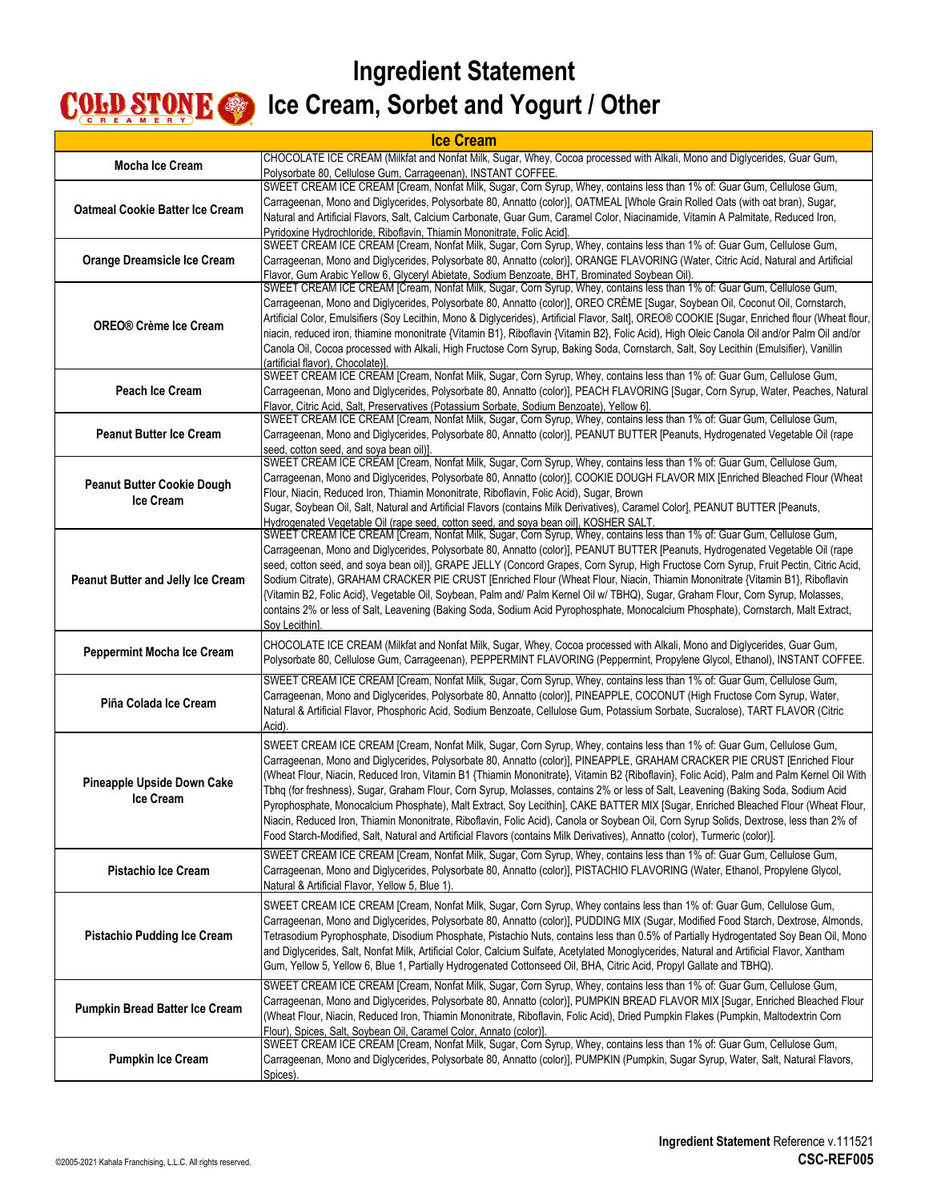# Ingredient Statement

## Ice Cream, Sorbet and Yogurt / Other

| Ice Cream | |
|---|---|
| **Mocha Ice Cream** | CHOCOLATE ICE CREAM (Milkfat and Nonfat Milk, Sugar, Whey, Cocoa processed with Alkali, Mono and Diglycerides, Guar Gum, Polysorbate 80, Cellulose Gum, Carrageenan), INSTANT COFFEE. |
| **Oatmeal Cookie Batter Ice Cream** | SWEET CREAM ICE CREAM [Cream, Nonfat Milk, Sugar, Corn Syrup, Whey, contains less than 1% of: Guar Gum, Cellulose Gum, Carrageenan, Mono and Diglycerides, Polysorbate 80, Annatto (color)], OATMEAL [Whole Grain Rolled Oats (with oat bran), Sugar, Natural and Artificial Flavors, Salt, Calcium Carbonate, Guar Gum, Caramel Color, Niacinamide, Vitamin A Palmitate, Reduced Iron, Pyridoxine Hydrochloride, Riboflavin, Thiamin Mononitrate, Folic Acid]. |
| **Orange Dreamsicle Ice Cream** | SWEET CREAM ICE CREAM [Cream, Nonfat Milk, Sugar, Corn Syrup, Whey, contains less than 1% of: Guar Gum, Cellulose Gum, Carrageenan, Mono and Diglycerides, Polysorbate 80, Annatto (color)], ORANGE FLAVORING (Water, Citric Acid, Natural and Artificial Flavor, Gum Arabic Yellow 6, Glyceryl Abietate, Sodium Benzoate, BHT, Brominated Soybean Oil). |
| **OREO® Crème Ice Cream** | SWEET CREAM ICE CREAM [Cream, Nonfat Milk, Sugar, Corn Syrup, Whey, contains less than 1% of: Guar Gum, Cellulose Gum, Carrageenan, Mono and Diglycerides, Polysorbate 80, Annatto (color)], OREO CRÈME [Sugar, Soybean Oil, Coconut Oil, Cornstarch, Artificial Color, Emulsifiers (Soy Lecithin, Mono & Diglycerides), Artificial Flavor, Salt], OREO® COOKIE [Sugar, Enriched flour (Wheat flour, niacin, reduced iron, thiamine mononitrate {Vitamin B1}, Riboflavin {Vitamin B2}, Folic Acid), High Oleic Canola Oil and/or Palm Oil and/or Canola Oil, Cocoa processed with Alkali, High Fructose Corn Syrup, Baking Soda, Cornstarch, Salt, Soy Lecithin (Emulsifier), Vanillin (artificial flavor), Chocolate)]. |
| **Peach Ice Cream** | SWEET CREAM ICE CREAM [Cream, Nonfat Milk, Sugar, Corn Syrup, Whey, contains less than 1% of: Guar Gum, Cellulose Gum, Carrageenan, Mono and Diglycerides, Polysorbate 80, Annatto (color)], PEACH FLAVORING [Sugar, Corn Syrup, Water, Peaches, Natural Flavor, Citric Acid, Salt, Preservatives (Potassium Sorbate, Sodium Benzoate), Yellow 6]. |
| **Peanut Butter Ice Cream** | SWEET CREAM ICE CREAM [Cream, Nonfat Milk, Sugar, Corn Syrup, Whey, contains less than 1% of: Guar Gum, Cellulose Gum, Carrageenan, Mono and Diglycerides, Polysorbate 80, Annatto (color)], PEANUT BUTTER [Peanuts, Hydrogenated Vegetable Oil (rape seed, cotton seed, and soya bean oil)]. |
| **Peanut Butter Cookie Dough Ice Cream** | SWEET CREAM ICE CREAM [Cream, Nonfat Milk, Sugar, Corn Syrup, Whey, contains less than 1% of: Guar Gum, Cellulose Gum, Carrageenan, Mono and Diglycerides, Polysorbate 80, Annatto (color)], COOKIE DOUGH FLAVOR MIX [Enriched Bleached Flour (Wheat Flour, Niacin, Reduced Iron, Thiamin Mononitrate, Riboflavin, Folic Acid), Sugar, Brown Sugar, Soybean Oil, Salt, Natural and Artificial Flavors (contains Milk Derivatives), Caramel Color], PEANUT BUTTER [Peanuts, Hydrogenated Vegetable Oil (rape seed, cotton seed, and soya bean oil], KOSHER SALT. |
| **Peanut Butter and Jelly Ice Cream** | SWEET CREAM ICE CREAM [Cream, Nonfat Milk, Sugar, Corn Syrup, Whey, contains less than 1% of: Guar Gum, Cellulose Gum, Carrageenan, Mono and Diglycerides, Polysorbate 80, Annatto (color)], PEANUT BUTTER [Peanuts, Hydrogenated Vegetable Oil (rape seed, cotton seed, and soya bean oil)], GRAPE JELLY (Concord Grapes, Corn Syrup, High Fructose Corn Syrup, Fruit Pectin, Citric Acid, Sodium Citrate), GRAHAM CRACKER PIE CRUST [Enriched Flour (Wheat Flour, Niacin, Thiamin Mononitrate {Vitamin B1}, Riboflavin {Vitamin B2, Folic Acid}, Vegetable Oil, Soybean, Palm and/ Palm Kernel Oil w/ TBHQ), Sugar, Graham Flour, Corn Syrup, Molasses, contains 2% or less of Salt, Leavening (Baking Soda, Sodium Acid Pyrophosphate, Monocalcium Phosphate), Cornstarch, Malt Extract, Soy Lecithin]. |
| **Peppermint Mocha Ice Cream** | CHOCOLATE ICE CREAM (Milkfat and Nonfat Milk, Sugar, Whey, Cocoa processed with Alkali, Mono and Diglycerides, Guar Gum, Polysorbate 80, Cellulose Gum, Carrageenan), PEPPERMINT FLAVORING (Peppermint, Propylene Glycol, Ethanol), INSTANT COFFEE. |
| **Piña Colada Ice Cream** | SWEET CREAM ICE CREAM [Cream, Nonfat Milk, Sugar, Corn Syrup, Whey, contains less than 1% of: Guar Gum, Cellulose Gum, Carrageenan, Mono and Diglycerides, Polysorbate 80, Annatto (color)], PINEAPPLE, COCONUT (High Fructose Corn Syrup, Water, Natural & Artificial Flavor, Phosphoric Acid, Sodium Benzoate, Cellulose Gum, Potassium Sorbate, Sucralose), TART FLAVOR (Citric Acid). |
| **Pineapple Upside Down Cake Ice Cream** | SWEET CREAM ICE CREAM [Cream, Nonfat Milk, Sugar, Corn Syrup, Whey, contains less than 1% of: Guar Gum, Cellulose Gum, Carrageenan, Mono and Diglycerides, Polysorbate 80, Annatto (color)], PINEAPPLE, GRAHAM CRACKER PIE CRUST [Enriched Flour (Wheat Flour, Niacin, Reduced Iron, Vitamin B1 {Thiamin Mononitrate}, Vitamin B2 {Riboflavin}, Folic Acid), Palm and Palm Kernel Oil With Tbhq (for freshness), Sugar, Graham Flour, Corn Syrup, Molasses, contains 2% or less of Salt, Leavening (Baking Soda, Sodium Acid Pyrophosphate, Monocalcium Phosphate), Malt Extract, Soy Lecithin], CAKE BATTER MIX [Sugar, Enriched Bleached Flour (Wheat Flour, Niacin, Reduced Iron, Thiamin Mononitrate, Riboflavin, Folic Acid), Canola or Soybean Oil, Corn Syrup Solids, Dextrose, less than 2% of Food Starch-Modified, Salt, Natural and Artificial Flavors (contains Milk Derivatives), Annatto (color), Turmeric (color)]. |
| **Pistachio Ice Cream** | SWEET CREAM ICE CREAM [Cream, Nonfat Milk, Sugar, Corn Syrup, Whey, contains less than 1% of: Guar Gum, Cellulose Gum, Carrageenan, Mono and Diglycerides, Polysorbate 80, Annatto (color)], PISTACHIO FLAVORING (Water, Ethanol, Propylene Glycol, Natural & Artificial Flavor, Yellow 5, Blue 1). |
| **Pistachio Pudding Ice Cream** | SWEET CREAM ICE CREAM [Cream, Nonfat Milk, Sugar, Corn Syrup, Whey contains less than 1% of: Guar Gum, Cellulose Gum, Carrageenan, Mono and Diglycerides, Polysorbate 80, Annatto (color)], PUDDING MIX (Sugar, Modified Food Starch, Dextrose, Almonds, Tetrasodium Pyrophosphate, Disodium Phosphate, Pistachio Nuts, contains less than 0.5% of Partially Hydrogentated Soy Bean Oil, Mono and Diglycerides, Salt, Nonfat Milk, Artificial Color, Calcium Sulfate, Acetylated Monoglycerides, Natural and Artificial Flavor, Xantham Gum, Yellow 5, Yellow 6, Blue 1, Partially Hydrogenated Cottonseed Oil, BHA, Citric Acid, Propyl Gallate and TBHQ). |
| **Pumpkin Bread Batter Ice Cream** | SWEET CREAM ICE CREAM [Cream, Nonfat Milk, Sugar, Corn Syrup, Whey, contains less than 1% of: Guar Gum, Cellulose Gum, Carrageenan, Mono and Diglycerides, Polysorbate 80, Annatto (color)], PUMPKIN BREAD FLAVOR MIX [Sugar, Enriched Bleached Flour (Wheat Flour, Niacin, Reduced Iron, Thiamin Mononitrate, Riboflavin, Folic Acid), Dried Pumpkin Flakes (Pumpkin, Maltodextrin Corn Flour), Spices, Salt, Soybean Oil, Caramel Color, Annato (color)]. |
| **Pumpkin Ice Cream** | SWEET CREAM ICE CREAM [Cream, Nonfat Milk, Sugar, Corn Syrup, Whey, contains less than 1% of: Guar Gum, Cellulose Gum, Carrageenan, Mono and Diglycerides, Polysorbate 80, Annatto (color)], PUMPKIN (Pumpkin, Sugar Syrup, Water, Salt, Natural Flavors, Spices). |

**Ingredient Statement** Reference v.111521
**CSC-REF005**

©2005-2021 Kahala Franchising, L.L.C. All rights reserved.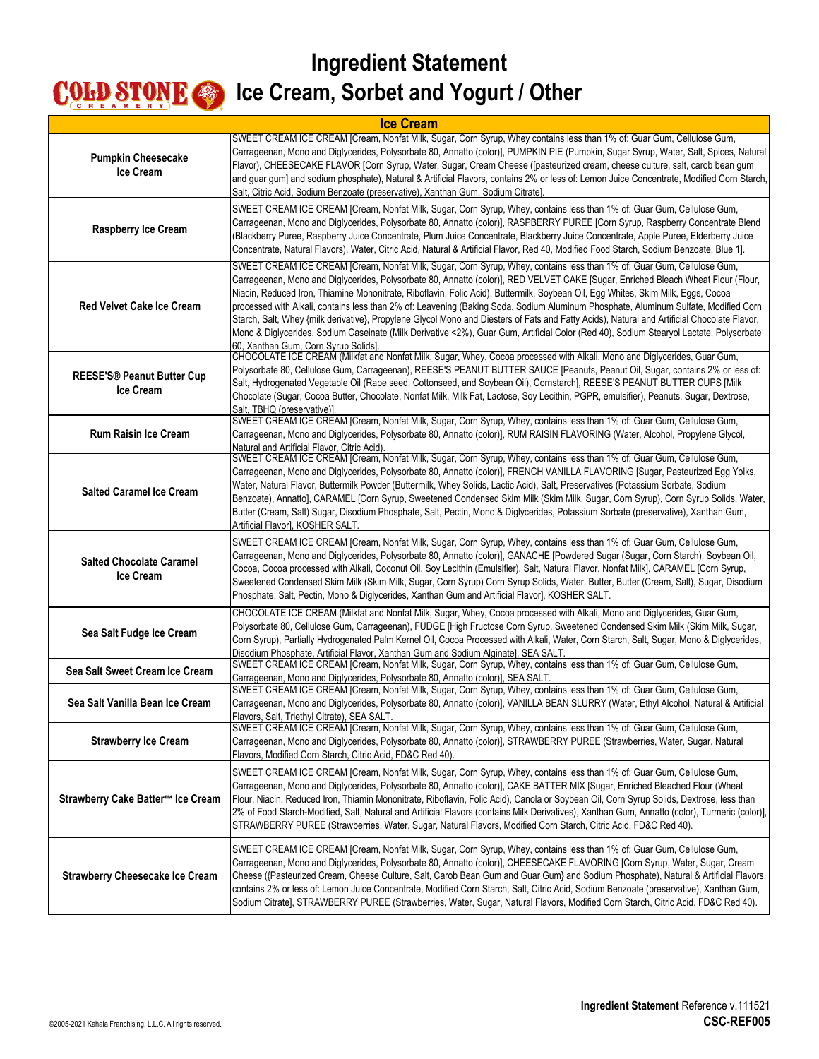# Ingredient Statement

## Ice Cream, Sorbet and Yogurt / Other

| Ice Cream | |
|---|---|
| **Pumpkin Cheesecake Ice Cream** | SWEET CREAM ICE CREAM [Cream, Nonfat Milk, Sugar, Corn Syrup, Whey contains less than 1% of: Guar Gum, Cellulose Gum, Carrageenan, Mono and Diglycerides, Polysorbate 80, Annatto (color)], PUMPKIN PIE (Pumpkin, Sugar Syrup, Water, Salt, Spices, Natural Flavor), CHEESECAKE FLAVOR [Corn Syrup, Water, Sugar, Cream Cheese ([pasteurized cream, cheese culture, salt, carob bean gum and guar gum] and sodium phosphate), Natural & Artificial Flavors, contains 2% or less of: Lemon Juice Concentrate, Modified Corn Starch, Salt, Citric Acid, Sodium Benzoate (preservative), Xanthan Gum, Sodium Citrate]. |
| **Raspberry Ice Cream** | SWEET CREAM ICE CREAM [Cream, Nonfat Milk, Sugar, Corn Syrup, Whey, contains less than 1% of: Guar Gum, Cellulose Gum, Carrageenan, Mono and Diglycerides, Polysorbate 80, Annatto (color)], RASPBERRY PUREE [Corn Syrup, Raspberry Concentrate Blend (Blackberry Puree, Raspberry Juice Concentrate, Plum Juice Concentrate, Blackberry Juice Concentrate, Apple Puree, Elderberry Juice Concentrate, Natural Flavors), Water, Citric Acid, Natural & Artificial Flavor, Red 40, Modified Food Starch, Sodium Benzoate, Blue 1]. |
| **Red Velvet Cake Ice Cream** | SWEET CREAM ICE CREAM [Cream, Nonfat Milk, Sugar, Corn Syrup, Whey, contains less than 1% of: Guar Gum, Cellulose Gum, Carrageenan, Mono and Diglycerides, Polysorbate 80, Annatto (color)], RED VELVET CAKE [Sugar, Enriched Bleach Wheat Flour (Flour, Niacin, Reduced Iron, Thiamine Mononitrate, Riboflavin, Folic Acid), Buttermilk, Soybean Oil, Egg Whites, Skim Milk, Eggs, Cocoa processed with Alkali, contains less than 2% of: Leavening (Baking Soda, Sodium Aluminum Phosphate, Aluminum Sulfate, Modified Corn Starch, Salt, Whey {milk derivative}, Propylene Glycol Mono and Diesters of Fats and Fatty Acids), Natural and Artificial Chocolate Flavor, Mono & Diglycerides, Sodium Caseinate (Milk Derivative <2%), Guar Gum, Artificial Color (Red 40), Sodium Stearyol Lactate, Polysorbate 60, Xanthan Gum, Corn Syrup Solids]. |
| **REESE'S® Peanut Butter Cup Ice Cream** | CHOCOLATE ICE CREAM (Milkfat and Nonfat Milk, Sugar, Whey, Cocoa processed with Alkali, Mono and Diglycerides, Guar Gum, Polysorbate 80, Cellulose Gum, Carrageenan), REESE'S PEANUT BUTTER SAUCE [Peanuts, Peanut Oil, Sugar, contains 2% or less of: Salt, Hydrogenated Vegetable Oil (Rape seed, Cottonseed, and Soybean Oil), Cornstarch], REESE'S PEANUT BUTTER CUPS [Milk Chocolate (Sugar, Cocoa Butter, Chocolate, Nonfat Milk, Milk Fat, Lactose, Soy Lecithin, PGPR, emulsifier), Peanuts, Sugar, Dextrose, Salt, TBHQ (preservative)]. |
| **Rum Raisin Ice Cream** | SWEET CREAM ICE CREAM [Cream, Nonfat Milk, Sugar, Corn Syrup, Whey, contains less than 1% of: Guar Gum, Cellulose Gum, Carrageenan, Mono and Diglycerides, Polysorbate 80, Annatto (color)], RUM RAISIN FLAVORING (Water, Alcohol, Propylene Glycol, Natural and Artificial Flavor, Citric Acid). |
| **Salted Caramel Ice Cream** | SWEET CREAM ICE CREAM [Cream, Nonfat Milk, Sugar, Corn Syrup, Whey, contains less than 1% of: Guar Gum, Cellulose Gum, Carrageenan, Mono and Diglycerides, Polysorbate 80, Annatto (color)], FRENCH VANILLA FLAVORING [Sugar, Pasteurized Egg Yolks, Water, Natural Flavor, Buttermilk Powder (Buttermilk, Whey Solids, Lactic Acid), Salt, Preservatives (Potassium Sorbate, Sodium Benzoate), Annatto], CARAMEL [Corn Syrup, Sweetened Condensed Skim Milk (Skim Milk, Sugar, Corn Syrup), Corn Syrup Solids, Water, Butter (Cream, Salt) Sugar, Disodium Phosphate, Salt, Pectin, Mono & Diglycerides, Potassium Sorbate (preservative), Xanthan Gum, Artificial Flavor], KOSHER SALT. |
| **Salted Chocolate Caramel Ice Cream** | SWEET CREAM ICE CREAM [Cream, Nonfat Milk, Sugar, Corn Syrup, Whey, contains less than 1% of: Guar Gum, Cellulose Gum, Carrageenan, Mono and Diglycerides, Polysorbate 80, Annatto (color)], GANACHE [Powdered Sugar (Sugar, Corn Starch), Soybean Oil, Cocoa, Cocoa processed with Alkali, Coconut Oil, Soy Lecithin (Emulsifier), Salt, Natural Flavor, Nonfat Milk], CARAMEL [Corn Syrup, Sweetened Condensed Skim Milk (Skim Milk, Sugar, Corn Syrup) Corn Syrup Solids, Water, Butter, Butter (Cream, Salt), Sugar, Disodium Phosphate, Salt, Pectin, Mono & Diglycerides, Xanthan Gum and Artificial Flavor], KOSHER SALT. |
| **Sea Salt Fudge Ice Cream** | CHOCOLATE ICE CREAM (Milkfat and Nonfat Milk, Sugar, Whey, Cocoa processed with Alkali, Mono and Diglycerides, Guar Gum, Polysorbate 80, Cellulose Gum, Carrageenan), FUDGE [High Fructose Corn Syrup, Sweetened Condensed Skim Milk (Skim Milk, Sugar, Corn Syrup), Partially Hydrogenated Palm Kernel Oil, Cocoa Processed with Alkali, Water, Corn Starch, Salt, Sugar, Mono & Diglycerides, Disodium Phosphate, Artificial Flavor, Xanthan Gum and Sodium Alginate], SEA SALT. |
| **Sea Salt Sweet Cream Ice Cream** | SWEET CREAM ICE CREAM [Cream, Nonfat Milk, Sugar, Corn Syrup, Whey, contains less than 1% of: Guar Gum, Cellulose Gum, Carrageenan, Mono and Diglycerides, Polysorbate 80, Annatto (color)], SEA SALT. |
| **Sea Salt Vanilla Bean Ice Cream** | SWEET CREAM ICE CREAM [Cream, Nonfat Milk, Sugar, Corn Syrup, Whey, contains less than 1% of: Guar Gum, Cellulose Gum, Carrageenan, Mono and Diglycerides, Polysorbate 80, Annatto (color)], VANILLA BEAN SLURRY (Water, Ethyl Alcohol, Natural & Artificial Flavors, Salt, Triethyl Citrate), SEA SALT. |
| **Strawberry Ice Cream** | SWEET CREAM ICE CREAM [Cream, Nonfat Milk, Sugar, Corn Syrup, Whey, contains less than 1% of: Guar Gum, Cellulose Gum, Carrageenan, Mono and Diglycerides, Polysorbate 80, Annatto (color)], STRAWBERRY PUREE (Strawberries, Water, Sugar, Natural Flavors, Modified Corn Starch, Citric Acid, FD&C Red 40). |
| **Strawberry Cake Batter™ Ice Cream** | SWEET CREAM ICE CREAM [Cream, Nonfat Milk, Sugar, Corn Syrup, Whey, contains less than 1% of: Guar Gum, Cellulose Gum, Carrageenan, Mono and Diglycerides, Polysorbate 80, Annatto (color)], CAKE BATTER MIX [Sugar, Enriched Bleached Flour (Wheat Flour, Niacin, Reduced Iron, Thiamin Mononitrate, Riboflavin, Folic Acid), Canola or Soybean Oil, Corn Syrup Solids, Dextrose, less than 2% of Food Starch-Modified, Salt, Natural and Artificial Flavors (contains Milk Derivatives), Xanthan Gum, Annatto (color), Turmeric (color)], STRAWBERRY PUREE (Strawberries, Water, Sugar, Natural Flavors, Modified Corn Starch, Citric Acid, FD&C Red 40). |
| **Strawberry Cheesecake Ice Cream** | SWEET CREAM ICE CREAM [Cream, Nonfat Milk, Sugar, Corn Syrup, Whey, contains less than 1% of: Guar Gum, Cellulose Gum, Carrageenan, Mono and Diglycerides, Polysorbate 80, Annatto (color)], CHEESECAKE FLAVORING [Corn Syrup, Water, Sugar, Cream Cheese ({Pasteurized Cream, Cheese Culture, Salt, Carob Bean Gum and Guar Gum} and Sodium Phosphate), Natural & Artificial Flavors, contains 2% or less of: Lemon Juice Concentrate, Modified Corn Starch, Salt, Citric Acid, Sodium Benzoate (preservative), Xanthan Gum, Sodium Citrate], STRAWBERRY PUREE (Strawberries, Water, Sugar, Natural Flavors, Modified Corn Starch, Citric Acid, FD&C Red 40). |

©2005-2021 Kahala Franchising, L.L.C. All rights reserved.

**Ingredient Statement** Reference v.111521
**CSC-REF005**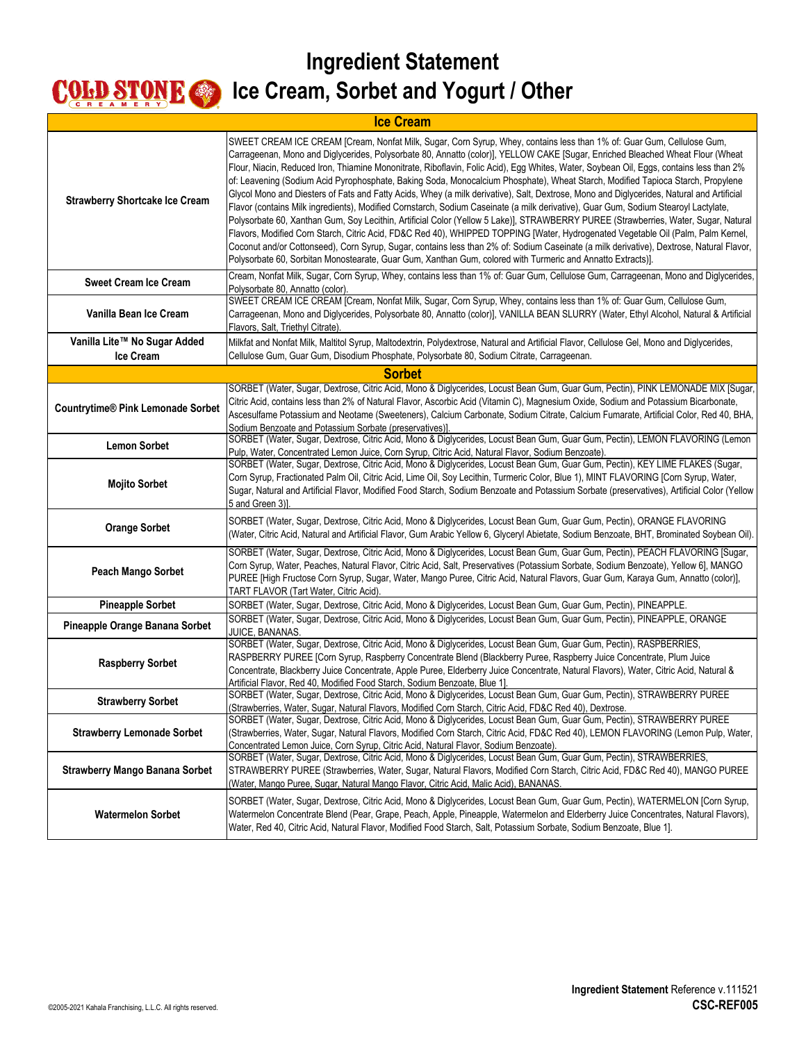# Ingredient Statement
# Ice Cream, Sorbet and Yogurt / Other

| Ice Cream | |
|---|---|
| **Strawberry Shortcake Ice Cream** | SWEET CREAM ICE CREAM [Cream, Nonfat Milk, Sugar, Corn Syrup, Whey, contains less than 1% of: Guar Gum, Cellulose Gum, Carrageenan, Mono and Diglycerides, Polysorbate 80, Annatto (color)], YELLOW CAKE [Sugar, Enriched Bleached Wheat Flour (Wheat Flour, Niacin, Reduced Iron, Thiamine Mononitrate, Riboflavin, Folic Acid), Egg Whites, Water, Soybean Oil, Eggs, contains less than 2% of: Leavening (Sodium Acid Pyrophosphate, Baking Soda, Monocalcium Phosphate), Wheat Starch, Modified Tapioca Starch, Propylene Glycol Mono and Diesters of Fats and Fatty Acids, Whey (a milk derivative), Salt, Dextrose, Mono and Diglycerides, Natural and Artificial Flavor (contains Milk ingredients), Modified Cornstarch, Sodium Caseinate (a milk derivative), Guar Gum, Sodium Stearoyl Lactylate, Polysorbate 60, Xanthan Gum, Soy Lecithin, Artificial Color (Yellow 5 Lake)], STRAWBERRY PUREE (Strawberries, Water, Sugar, Natural Flavors, Modified Corn Starch, Citric Acid, FD&C Red 40), WHIPPED TOPPING [Water, Hydrogenated Vegetable Oil (Palm, Palm Kernel, Coconut and/or Cottonseed), Corn Syrup, Sugar, contains less than 2% of: Sodium Caseinate (a milk derivative), Dextrose, Natural Flavor, Polysorbate 60, Sorbitan Monostearate, Guar Gum, Xanthan Gum, colored with Turmeric and Annatto Extracts)]. |
| **Sweet Cream Ice Cream** | Cream, Nonfat Milk, Sugar, Corn Syrup, Whey, contains less than 1% of: Guar Gum, Cellulose Gum, Carrageenan, Mono and Diglycerides, Polysorbate 80, Annatto (color). |
| **Vanilla Bean Ice Cream** | SWEET CREAM ICE CREAM [Cream, Nonfat Milk, Sugar, Corn Syrup, Whey, contains less than 1% of: Guar Gum, Cellulose Gum, Carrageenan, Mono and Diglycerides, Polysorbate 80, Annatto (color)], VANILLA BEAN SLURRY (Water, Ethyl Alcohol, Natural & Artificial Flavors, Salt, Triethyl Citrate). |
| **Vanilla Lite™ No Sugar Added Ice Cream** | Milkfat and Nonfat Milk, Maltitol Syrup, Maltodextrin, Polydextrose, Natural and Artificial Flavor, Cellulose Gel, Mono and Diglycerides, Cellulose Gum, Guar Gum, Disodium Phosphate, Polysorbate 80, Sodium Citrate, Carrageenan. |
| **Sorbet** | |
| **Countrytime® Pink Lemonade Sorbet** | SORBET (Water, Sugar, Dextrose, Citric Acid, Mono & Diglycerides, Locust Bean Gum, Guar Gum, Pectin), PINK LEMONADE MIX [Sugar, Citric Acid, contains less than 2% of Natural Flavor, Ascorbic Acid (Vitamin C), Magnesium Oxide, Sodium and Potassium Bicarbonate, Ascesulfame Potassium and Neotame (Sweeteners), Calcium Carbonate, Sodium Citrate, Calcium Fumarate, Artificial Color, Red 40, BHA, Sodium Benzoate and Potassium Sorbate (preservatives)]. |
| **Lemon Sorbet** | SORBET (Water, Sugar, Dextrose, Citric Acid, Mono & Diglycerides, Locust Bean Gum, Guar Gum, Pectin), LEMON FLAVORING (Lemon Pulp, Water, Concentrated Lemon Juice, Corn Syrup, Citric Acid, Natural Flavor, Sodium Benzoate). |
| **Mojito Sorbet** | SORBET (Water, Sugar, Dextrose, Citric Acid, Mono & Diglycerides, Locust Bean Gum, Guar Gum, Pectin), KEY LIME FLAKES (Sugar, Corn Syrup, Fractionated Palm Oil, Citric Acid, Lime Oil, Soy Lecithin, Turmeric Color, Blue 1), MINT FLAVORING [Corn Syrup, Water, Sugar, Natural and Artificial Flavor, Modified Food Starch, Sodium Benzoate and Potassium Sorbate (preservatives), Artificial Color (Yellow 5 and Green 3)]. |
| **Orange Sorbet** | SORBET (Water, Sugar, Dextrose, Citric Acid, Mono & Diglycerides, Locust Bean Gum, Guar Gum, Pectin), ORANGE FLAVORING (Water, Citric Acid, Natural and Artificial Flavor, Gum Arabic Yellow 6, Glyceryl Abietate, Sodium Benzoate, BHT, Brominated Soybean Oil). |
| **Peach Mango Sorbet** | SORBET (Water, Sugar, Dextrose, Citric Acid, Mono & Diglycerides, Locust Bean Gum, Guar Gum, Pectin), PEACH FLAVORING [Sugar, Corn Syrup, Water, Peaches, Natural Flavor, Citric Acid, Salt, Preservatives (Potassium Sorbate, Sodium Benzoate), Yellow 6], MANGO PUREE [High Fructose Corn Syrup, Sugar, Water, Mango Puree, Citric Acid, Natural Flavors, Guar Gum, Karaya Gum, Annatto (color)], TART FLAVOR (Tart Water, Citric Acid). |
| **Pineapple Sorbet** | SORBET (Water, Sugar, Dextrose, Citric Acid, Mono & Diglycerides, Locust Bean Gum, Guar Gum, Pectin), PINEAPPLE. |
| **Pineapple Orange Banana Sorbet** | SORBET (Water, Sugar, Dextrose, Citric Acid, Mono & Diglycerides, Locust Bean Gum, Guar Gum, Pectin), PINEAPPLE, ORANGE JUICE, BANANAS. |
| **Raspberry Sorbet** | SORBET (Water, Sugar, Dextrose, Citric Acid, Mono & Diglycerides, Locust Bean Gum, Guar Gum, Pectin), RASPBERRIES, RASPBERRY PUREE [Corn Syrup, Raspberry Concentrate Blend (Blackberry Puree, Raspberry Juice Concentrate, Plum Juice Concentrate, Blackberry Juice Concentrate, Apple Puree, Elderberry Juice Concentrate, Natural Flavors), Water, Citric Acid, Natural & Artificial Flavor, Red 40, Modified Food Starch, Sodium Benzoate, Blue 1]. |
| **Strawberry Sorbet** | SORBET (Water, Sugar, Dextrose, Citric Acid, Mono & Diglycerides, Locust Bean Gum, Guar Gum, Pectin), STRAWBERRY PUREE (Strawberries, Water, Sugar, Natural Flavors, Modified Corn Starch, Citric Acid, FD&C Red 40), Dextrose. |
| **Strawberry Lemonade Sorbet** | SORBET (Water, Sugar, Dextrose, Citric Acid, Mono & Diglycerides, Locust Bean Gum, Guar Gum, Pectin), STRAWBERRY PUREE (Strawberries, Water, Sugar, Natural Flavors, Modified Corn Starch, Citric Acid, FD&C Red 40), LEMON FLAVORING (Lemon Pulp, Water, Concentrated Lemon Juice, Corn Syrup, Citric Acid, Natural Flavor, Sodium Benzoate). |
| **Strawberry Mango Banana Sorbet** | SORBET (Water, Sugar, Dextrose, Citric Acid, Mono & Diglycerides, Locust Bean Gum, Guar Gum, Pectin), STRAWBERRIES, STRAWBERRY PUREE (Strawberries, Water, Sugar, Natural Flavors, Modified Corn Starch, Citric Acid, FD&C Red 40), MANGO PUREE (Water, Mango Puree, Sugar, Natural Mango Flavor, Citric Acid, Malic Acid), BANANAS. |
| **Watermelon Sorbet** | SORBET (Water, Sugar, Dextrose, Citric Acid, Mono & Diglycerides, Locust Bean Gum, Guar Gum, Pectin), WATERMELON [Corn Syrup, Watermelon Concentrate Blend (Pear, Grape, Peach, Apple, Pineapple, Watermelon and Elderberry Juice Concentrates, Natural Flavors), Water, Red 40, Citric Acid, Natural Flavor, Modified Food Starch, Salt, Potassium Sorbate, Sodium Benzoate, Blue 1]. |

©2005-2021 Kahala Franchising, L.L.C. All rights reserved.

**Ingredient Statement** Reference v.111521
**CSC-REF005**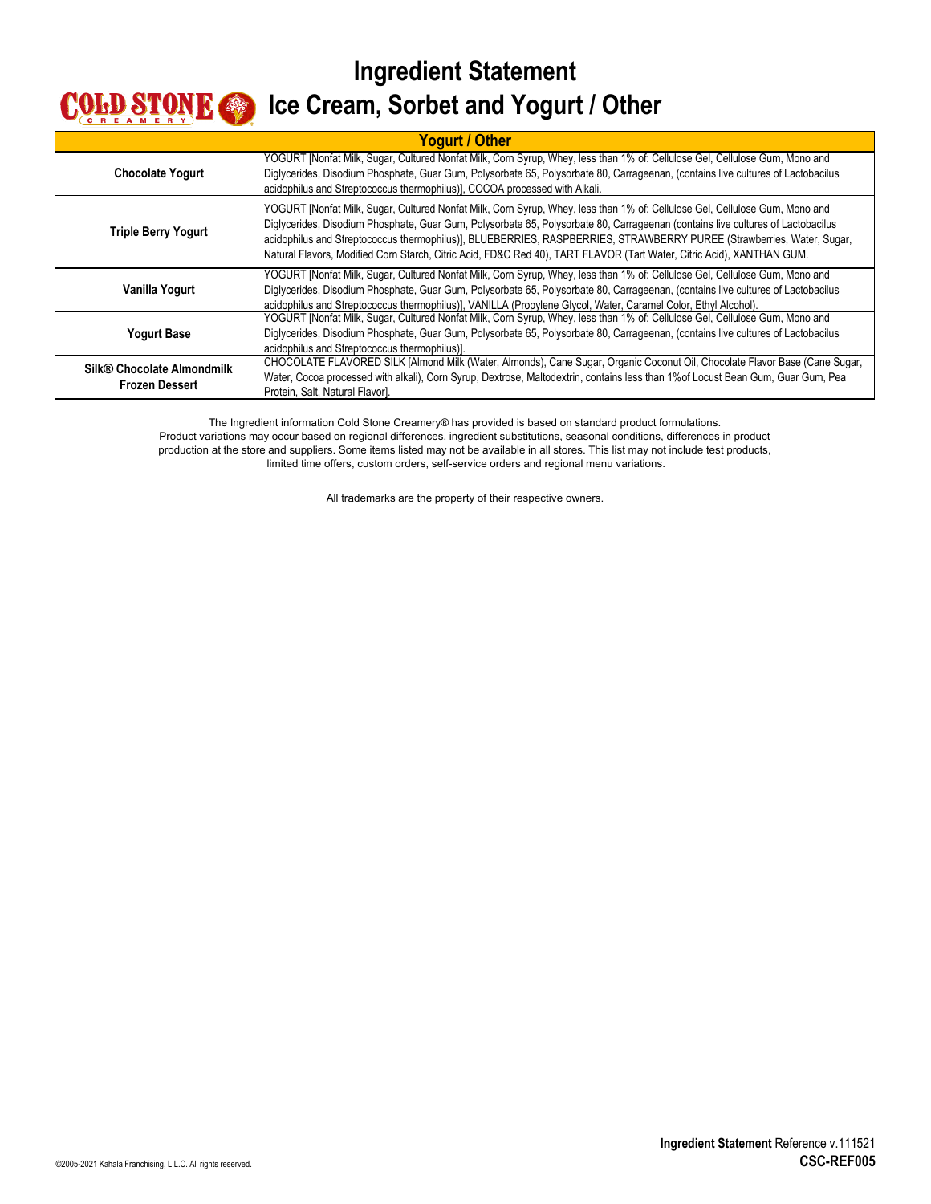# Ingredient Statement

## Ice Cream, Sorbet and Yogurt / Other

| Yogurt / Other | |
|---|---|
| **Chocolate Yogurt** | YOGURT [Nonfat Milk, Sugar, Cultured Nonfat Milk, Corn Syrup, Whey, less than 1% of: Cellulose Gel, Cellulose Gum, Mono and Diglycerides, Disodium Phosphate, Guar Gum, Polysorbate 65, Polysorbate 80, Carrageenan, (contains live cultures of Lactobacilus acidophilus and Streptococcus thermophilus)], COCOA processed with Alkali. |
| **Triple Berry Yogurt** | YOGURT [Nonfat Milk, Sugar, Cultured Nonfat Milk, Corn Syrup, Whey, less than 1% of: Cellulose Gel, Cellulose Gum, Mono and Diglycerides, Disodium Phosphate, Guar Gum, Polysorbate 65, Polysorbate 80, Carrageenan (contains live cultures of Lactobacilus acidophilus and Streptococcus thermophilus)], BLUEBERRIES, RASPBERRIES, STRAWBERRY PUREE (Strawberries, Water, Sugar, Natural Flavors, Modified Corn Starch, Citric Acid, FD&C Red 40), TART FLAVOR (Tart Water, Citric Acid), XANTHAN GUM. |
| **Vanilla Yogurt** | YOGURT [Nonfat Milk, Sugar, Cultured Nonfat Milk, Corn Syrup, Whey, less than 1% of: Cellulose Gel, Cellulose Gum, Mono and Diglycerides, Disodium Phosphate, Guar Gum, Polysorbate 65, Polysorbate 80, Carrageenan, (contains live cultures of Lactobacilus acidophilus and Streptococcus thermophilus)], VANILLA (Propylene Glycol, Water, Caramel Color, Ethyl Alcohol). |
| **Yogurt Base** | YOGURT [Nonfat Milk, Sugar, Cultured Nonfat Milk, Corn Syrup, Whey, less than 1% of: Cellulose Gel, Cellulose Gum, Mono and Diglycerides, Disodium Phosphate, Guar Gum, Polysorbate 65, Polysorbate 80, Carrageenan, (contains live cultures of Lactobacilus acidophilus and Streptococcus thermophilus)]. |
| **Silk® Chocolate Almondmilk Frozen Dessert** | CHOCOLATE FLAVORED SILK [Almond Milk (Water, Almonds), Cane Sugar, Organic Coconut Oil, Chocolate Flavor Base (Cane Sugar, Water, Cocoa processed with alkali), Corn Syrup, Dextrose, Maltodextrin, contains less than 1%of Locust Bean Gum, Guar Gum, Pea Protein, Salt, Natural Flavor]. |

The Ingredient information Cold Stone Creamery® has provided is based on standard product formulations. Product variations may occur based on regional differences, ingredient substitutions, seasonal conditions, differences in product production at the store and suppliers. Some items listed may not be available in all stores. This list may not include test products, limited time offers, custom orders, self-service orders and regional menu variations.

All trademarks are the property of their respective owners.

©2005-2021 Kahala Franchising, L.L.C. All rights reserved.

**Ingredient Statement** Reference v.111521
**CSC-REF005**